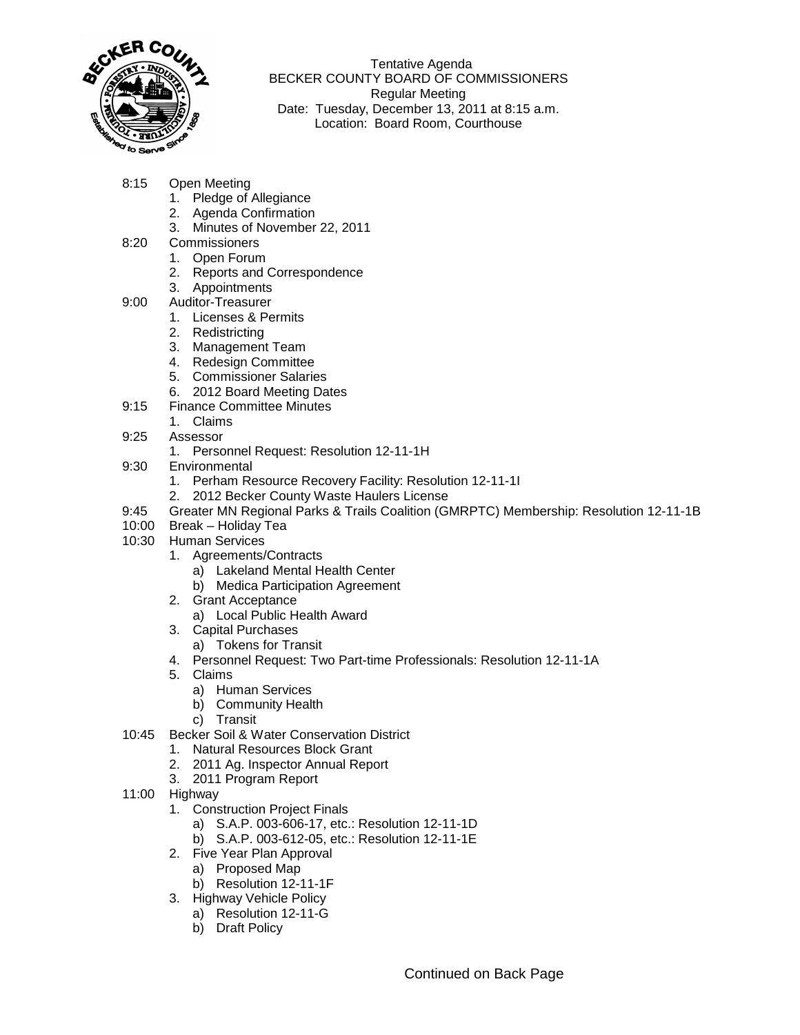Tentative Agenda
BECKER COUNTY BOARD OF COMMISSIONERS
Regular Meeting
Date: Tuesday, December 13, 2011 at 8:15 a.m.
Location: Board Room, Courthouse

- 8:15 Open Meeting
    1. Pledge of Allegiance
    2. Agenda Confirmation
    3. Minutes of November 22, 2011
- 8:20 Commissioners
    1. Open Forum
    2. Reports and Correspondence
    3. Appointments
- 9:00 Auditor-Treasurer
    1. Licenses & Permits
    2. Redistricting
    3. Management Team
    4. Redesign Committee
    5. Commissioner Salaries
    6. 2012 Board Meeting Dates
- 9:15 Finance Committee Minutes
    1. Claims
- 9:25 Assessor
    1. Personnel Request: Resolution 12-11-1H
- 9:30 Environmental
    1. Perham Resource Recovery Facility: Resolution 12-11-1I
    2. 2012 Becker County Waste Haulers License
- 9:45 Greater MN Regional Parks & Trails Coalition (GMRPTC) Membership: Resolution 12-11-1B
- 10:00 Break – Holiday Tea
- 10:30 Human Services
    1. Agreements/Contracts
        a) Lakeland Mental Health Center
        b) Medica Participation Agreement
    2. Grant Acceptance
        a) Local Public Health Award
    3. Capital Purchases
        a) Tokens for Transit
    4. Personnel Request: Two Part-time Professionals: Resolution 12-11-1A
    5. Claims
        a) Human Services
        b) Community Health
        c) Transit
- 10:45 Becker Soil & Water Conservation District
    1. Natural Resources Block Grant
    2. 2011 Ag. Inspector Annual Report
    3. 2011 Program Report
- 11:00 Highway
    1. Construction Project Finals
        a) S.A.P. 003-606-17, etc.: Resolution 12-11-1D
        b) S.A.P. 003-612-05, etc.: Resolution 12-11-1E
    2. Five Year Plan Approval
        a) Proposed Map
        b) Resolution 12-11-1F
    3. Highway Vehicle Policy
        a) Resolution 12-11-G
        b) Draft Policy

Continued on Back Page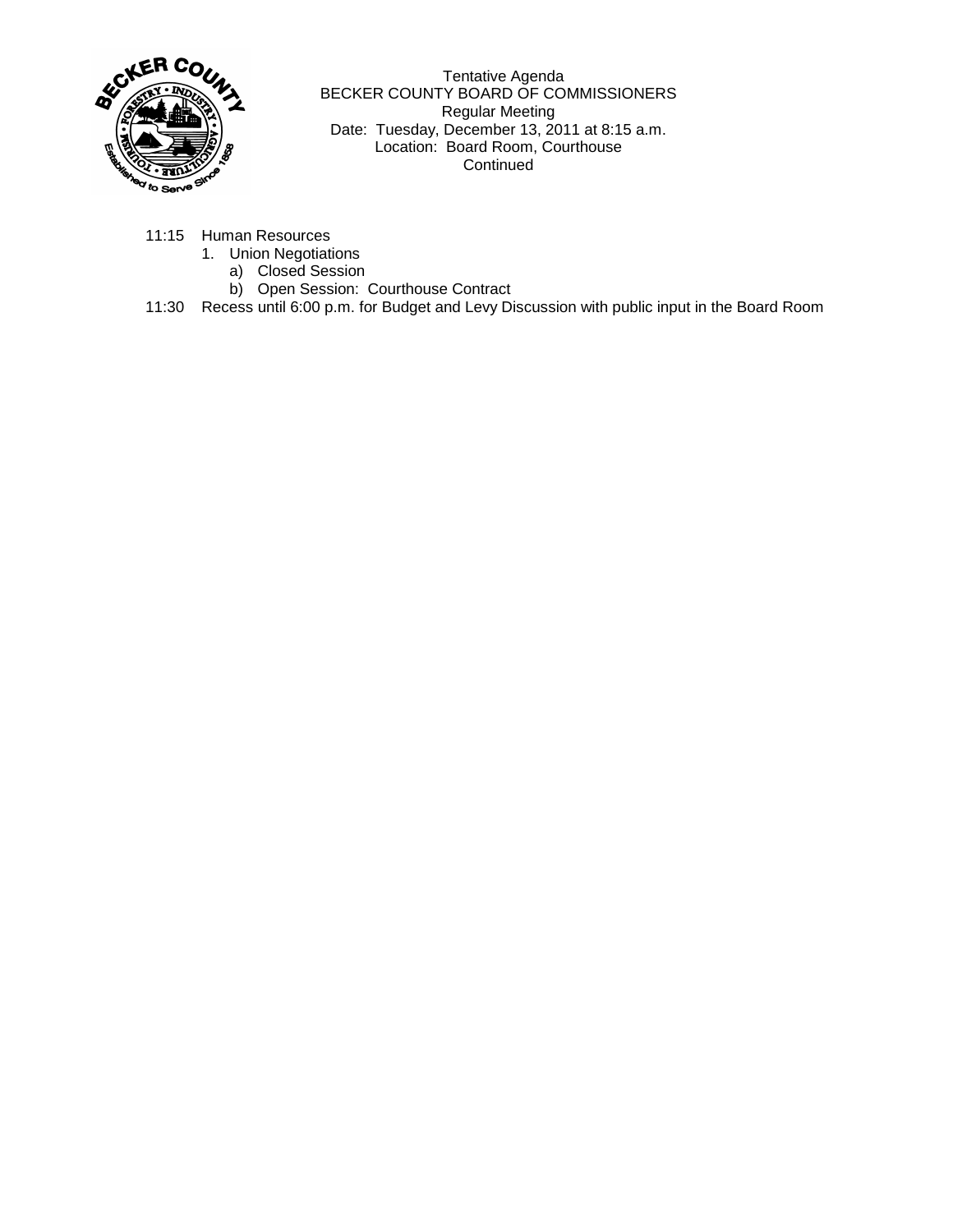Tentative Agenda
BECKER COUNTY BOARD OF COMMISSIONERS
Regular Meeting
Date: Tuesday, December 13, 2011 at 8:15 a.m.
Location: Board Room, Courthouse
Continued

11:15 Human Resources
1. Union Negotiations
   a) Closed Session
   b) Open Session: Courthouse Contract

11:30 Recess until 6:00 p.m. for Budget and Levy Discussion with public input in the Board Room